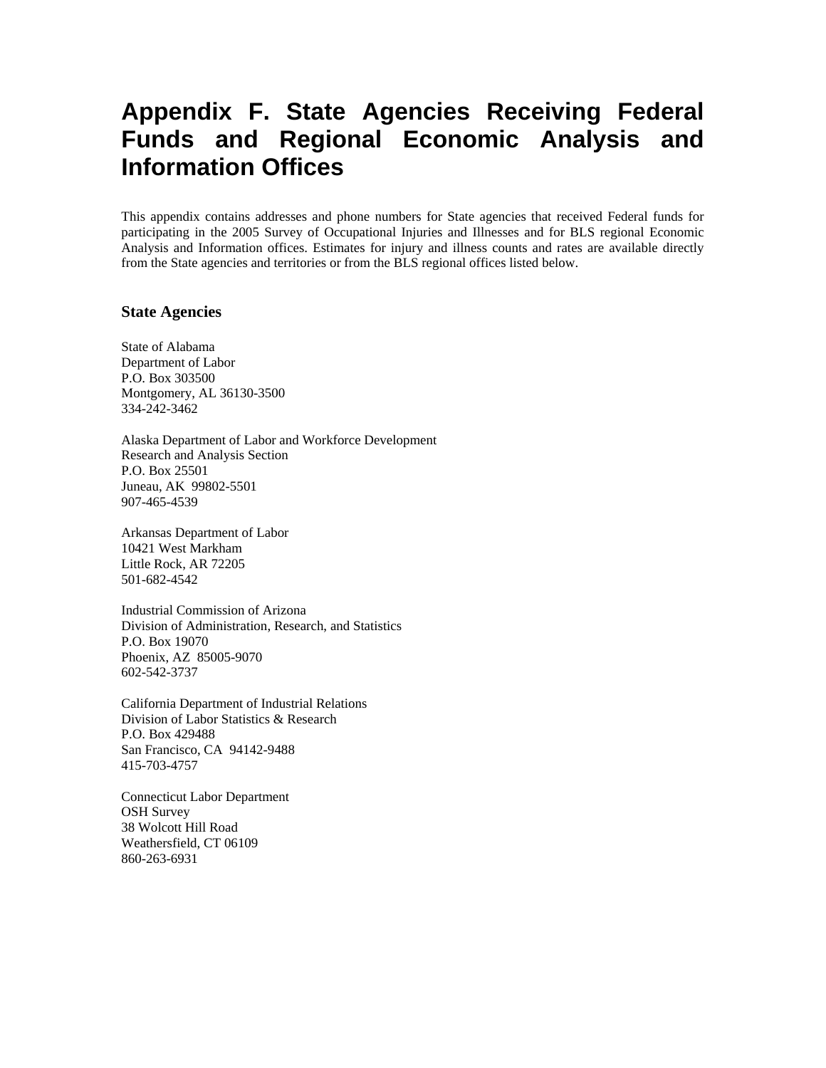# Appendix F. State Agencies Receiving Federal Funds and Regional Economic Analysis and Information Offices

This appendix contains addresses and phone numbers for State agencies that received Federal funds for participating in the 2005 Survey of Occupational Injuries and Illnesses and for BLS regional Economic Analysis and Information offices. Estimates for injury and illness counts and rates are available directly from the State agencies and territories or from the BLS regional offices listed below.

## State Agencies

State of Alabama  
Department of Labor  
P.O. Box 303500  
Montgomery, AL 36130-3500  
334-242-3462

Alaska Department of Labor and Workforce Development  
Research and Analysis Section  
P.O. Box 25501  
Juneau, AK 99802-5501  
907-465-4539

Arkansas Department of Labor  
10421 West Markham  
Little Rock, AR 72205  
501-682-4542

Industrial Commission of Arizona  
Division of Administration, Research, and Statistics  
P.O. Box 19070  
Phoenix, AZ 85005-9070  
602-542-3737

California Department of Industrial Relations  
Division of Labor Statistics & Research  
P.O. Box 429488  
San Francisco, CA 94142-9488  
415-703-4757

Connecticut Labor Department  
OSH Survey  
38 Wolcott Hill Road  
Weathersfield, CT 06109  
860-263-6931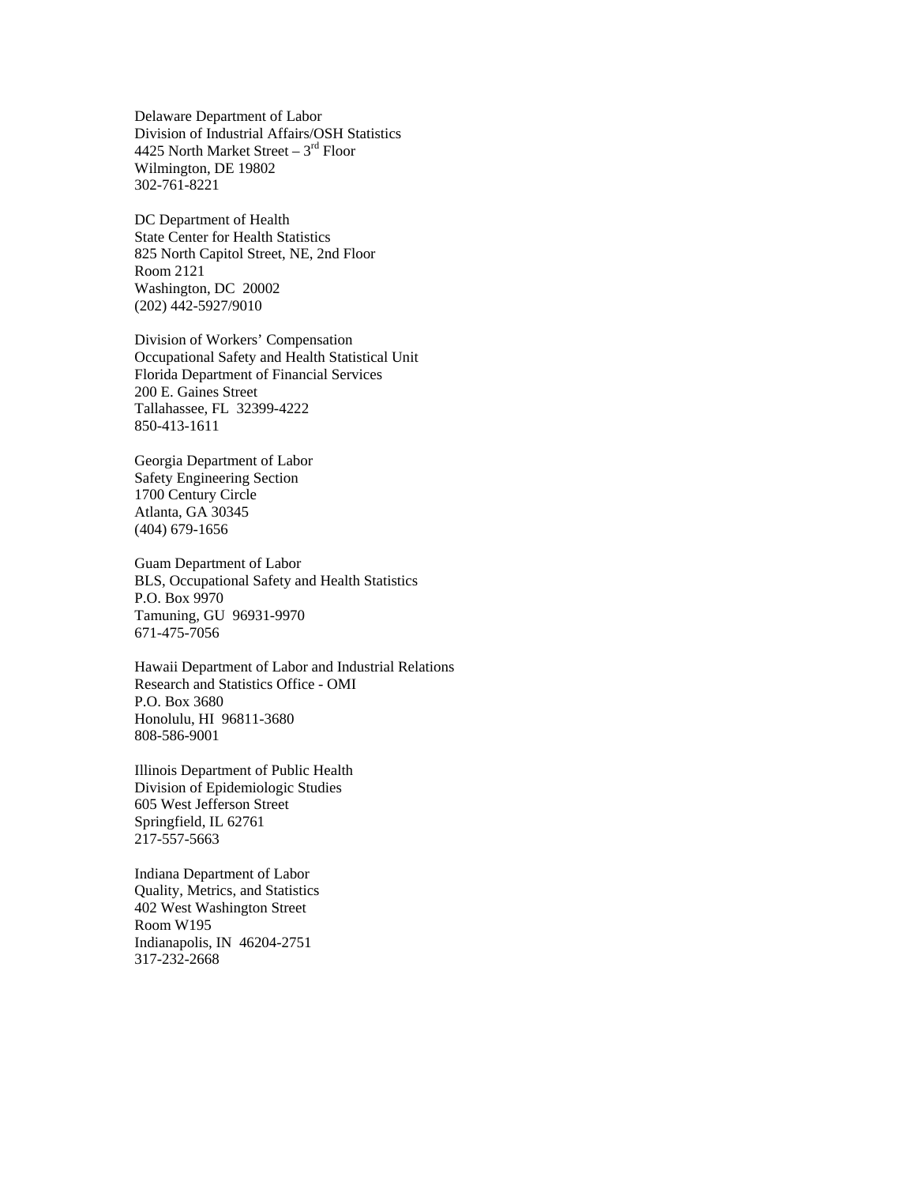Delaware Department of Labor
Division of Industrial Affairs/OSH Statistics
4425 North Market Street – 3rd Floor
Wilmington, DE 19802
302-761-8221

DC Department of Health
State Center for Health Statistics
825 North Capitol Street, NE, 2nd Floor
Room 2121
Washington, DC 20002
(202) 442-5927/9010

Division of Workers' Compensation
Occupational Safety and Health Statistical Unit
Florida Department of Financial Services
200 E. Gaines Street
Tallahassee, FL 32399-4222
850-413-1611

Georgia Department of Labor
Safety Engineering Section
1700 Century Circle
Atlanta, GA 30345
(404) 679-1656

Guam Department of Labor
BLS, Occupational Safety and Health Statistics
P.O. Box 9970
Tamuning, GU 96931-9970
671-475-7056

Hawaii Department of Labor and Industrial Relations
Research and Statistics Office - OMI
P.O. Box 3680
Honolulu, HI 96811-3680
808-586-9001

Illinois Department of Public Health
Division of Epidemiologic Studies
605 West Jefferson Street
Springfield, IL 62761
217-557-5663

Indiana Department of Labor
Quality, Metrics, and Statistics
402 West Washington Street
Room W195
Indianapolis, IN 46204-2751
317-232-2668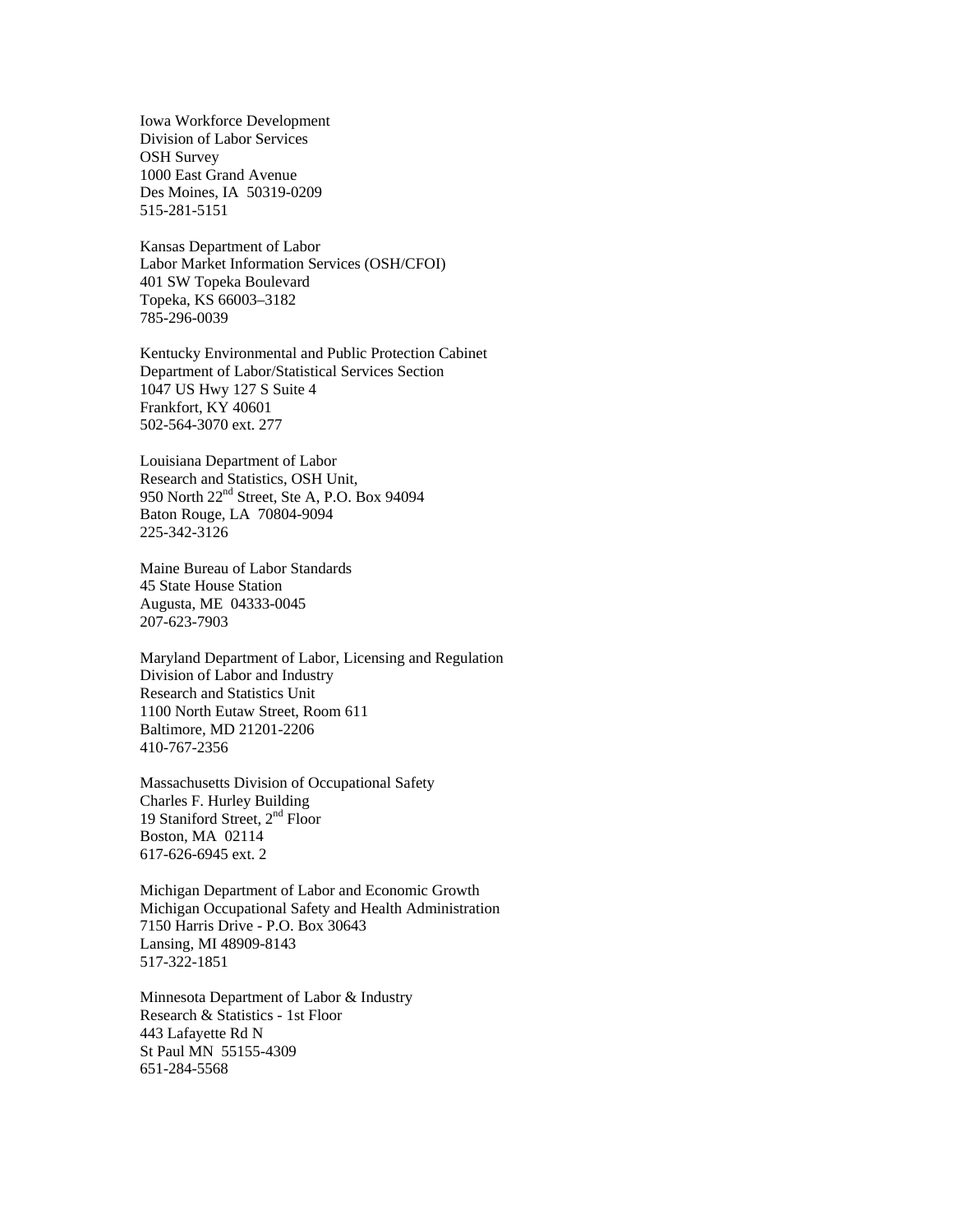Iowa Workforce Development
Division of Labor Services
OSH Survey
1000 East Grand Avenue
Des Moines, IA  50319-0209
515-281-5151

Kansas Department of Labor
Labor Market Information Services (OSH/CFOI)
401 SW Topeka Boulevard
Topeka, KS 66003–3182
785-296-0039

Kentucky Environmental and Public Protection Cabinet
Department of Labor/Statistical Services Section
1047 US Hwy 127 S Suite 4
Frankfort, KY 40601
502-564-3070 ext. 277

Louisiana Department of Labor
Research and Statistics, OSH Unit,
950 North 22nd Street, Ste A, P.O. Box 94094
Baton Rouge, LA  70804-9094
225-342-3126

Maine Bureau of Labor Standards
45 State House Station
Augusta, ME  04333-0045
207-623-7903

Maryland Department of Labor, Licensing and Regulation
Division of Labor and Industry
Research and Statistics Unit
1100 North Eutaw Street, Room 611
Baltimore, MD 21201-2206
410-767-2356

Massachusetts Division of Occupational Safety
Charles F. Hurley Building
19 Staniford Street, 2nd Floor
Boston, MA  02114
617-626-6945 ext. 2

Michigan Department of Labor and Economic Growth
Michigan Occupational Safety and Health Administration
7150 Harris Drive - P.O. Box 30643
Lansing, MI 48909-8143
517-322-1851

Minnesota Department of Labor & Industry
Research & Statistics - 1st Floor
443 Lafayette Rd N
St Paul MN  55155-4309
651-284-5568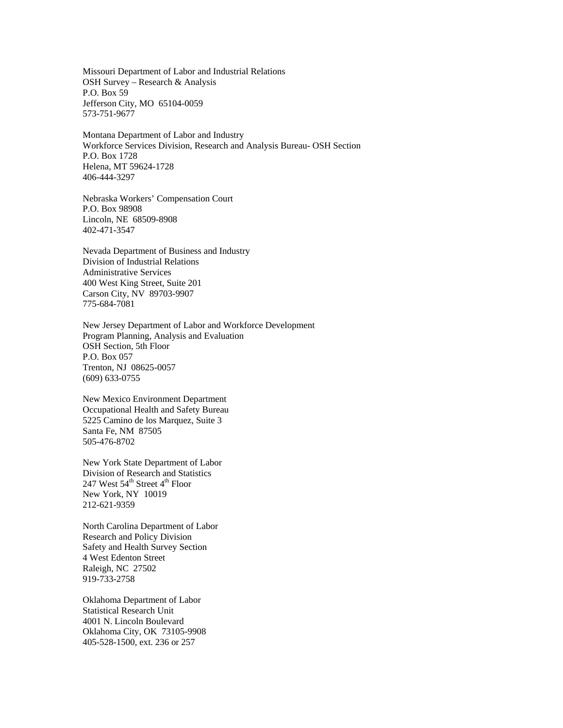Missouri Department of Labor and Industrial Relations
OSH Survey – Research & Analysis
P.O. Box 59
Jefferson City, MO 65104-0059
573-751-9677

Montana Department of Labor and Industry
Workforce Services Division, Research and Analysis Bureau- OSH Section
P.O. Box 1728
Helena, MT 59624-1728
406-444-3297

Nebraska Workers' Compensation Court
P.O. Box 98908
Lincoln, NE 68509-8908
402-471-3547

Nevada Department of Business and Industry
Division of Industrial Relations
Administrative Services
400 West King Street, Suite 201
Carson City, NV 89703-9907
775-684-7081

New Jersey Department of Labor and Workforce Development
Program Planning, Analysis and Evaluation
OSH Section, 5th Floor
P.O. Box 057
Trenton, NJ 08625-0057
(609) 633-0755

New Mexico Environment Department
Occupational Health and Safety Bureau
5225 Camino de los Marquez, Suite 3
Santa Fe, NM 87505
505-476-8702

New York State Department of Labor
Division of Research and Statistics
247 West 54th Street 4th Floor
New York, NY 10019
212-621-9359

North Carolina Department of Labor
Research and Policy Division
Safety and Health Survey Section
4 West Edenton Street
Raleigh, NC 27502
919-733-2758

Oklahoma Department of Labor
Statistical Research Unit
4001 N. Lincoln Boulevard
Oklahoma City, OK 73105-9908
405-528-1500, ext. 236 or 257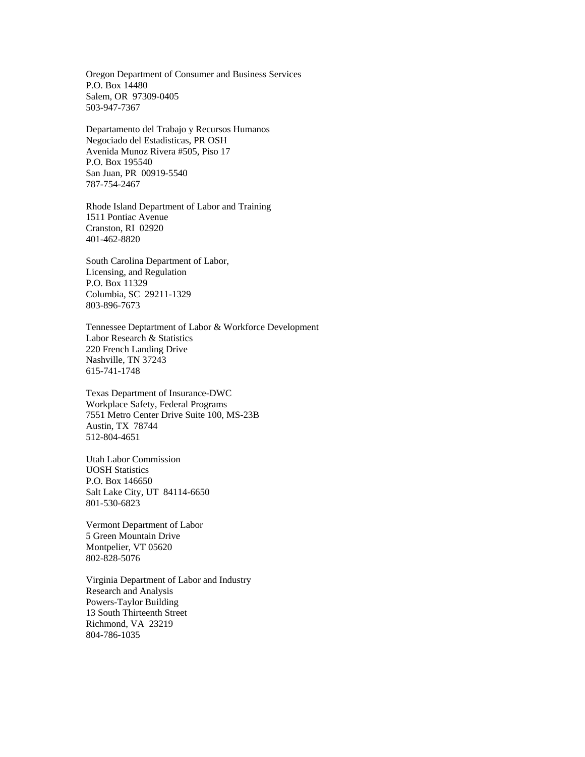Oregon Department of Consumer and Business Services
P.O. Box 14480
Salem, OR  97309-0405
503-947-7367

Departamento del Trabajo y Recursos Humanos
Negociado del Estadisticas, PR OSH
Avenida Munoz Rivera #505, Piso 17
P.O. Box 195540
San Juan, PR  00919-5540
787-754-2467

Rhode Island Department of Labor and Training
1511 Pontiac Avenue
Cranston, RI  02920
401-462-8820

South Carolina Department of Labor,
Licensing, and Regulation
P.O. Box 11329
Columbia, SC  29211-1329
803-896-7673

Tennessee Deptartment of Labor & Workforce Development
Labor Research & Statistics
220 French Landing Drive
Nashville, TN 37243
615-741-1748

Texas Department of Insurance-DWC
Workplace Safety, Federal Programs
7551 Metro Center Drive Suite 100, MS-23B
Austin, TX  78744
512-804-4651

Utah Labor Commission
UOSH Statistics
P.O. Box 146650
Salt Lake City, UT  84114-6650
801-530-6823

Vermont Department of Labor
5 Green Mountain Drive
Montpelier, VT 05620
802-828-5076

Virginia Department of Labor and Industry
Research and Analysis
Powers-Taylor Building
13 South Thirteenth Street
Richmond, VA  23219
804-786-1035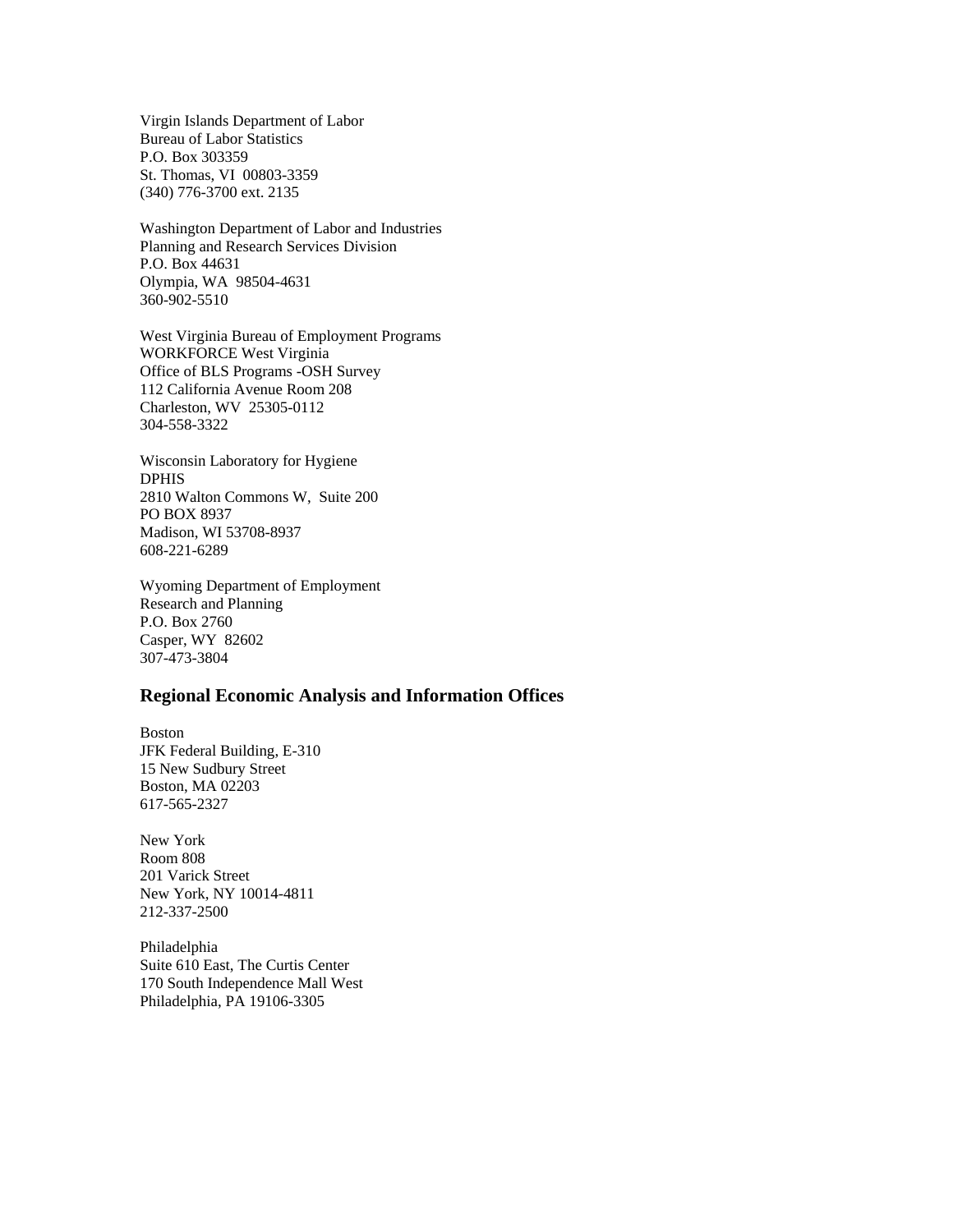Virgin Islands Department of Labor  
Bureau of Labor Statistics  
P.O. Box 303359  
St. Thomas, VI  00803-3359  
(340) 776-3700 ext. 2135

Washington Department of Labor and Industries  
Planning and Research Services Division  
P.O. Box 44631  
Olympia, WA  98504-4631  
360-902-5510

West Virginia Bureau of Employment Programs  
WORKFORCE West Virginia  
Office of BLS Programs -OSH Survey  
112 California Avenue Room 208  
Charleston, WV  25305-0112  
304-558-3322

Wisconsin Laboratory for Hygiene  
DPHIS  
2810 Walton Commons W,  Suite 200  
PO BOX 8937  
Madison, WI 53708-8937  
608-221-6289

Wyoming Department of Employment  
Research and Planning  
P.O. Box 2760  
Casper, WY  82602  
307-473-3804

## Regional Economic Analysis and Information Offices

Boston  
JFK Federal Building, E-310  
15 New Sudbury Street  
Boston, MA 02203  
617-565-2327

New York  
Room 808  
201 Varick Street  
New York, NY 10014-4811  
212-337-2500

Philadelphia  
Suite 610 East, The Curtis Center  
170 South Independence Mall West  
Philadelphia, PA 19106-3305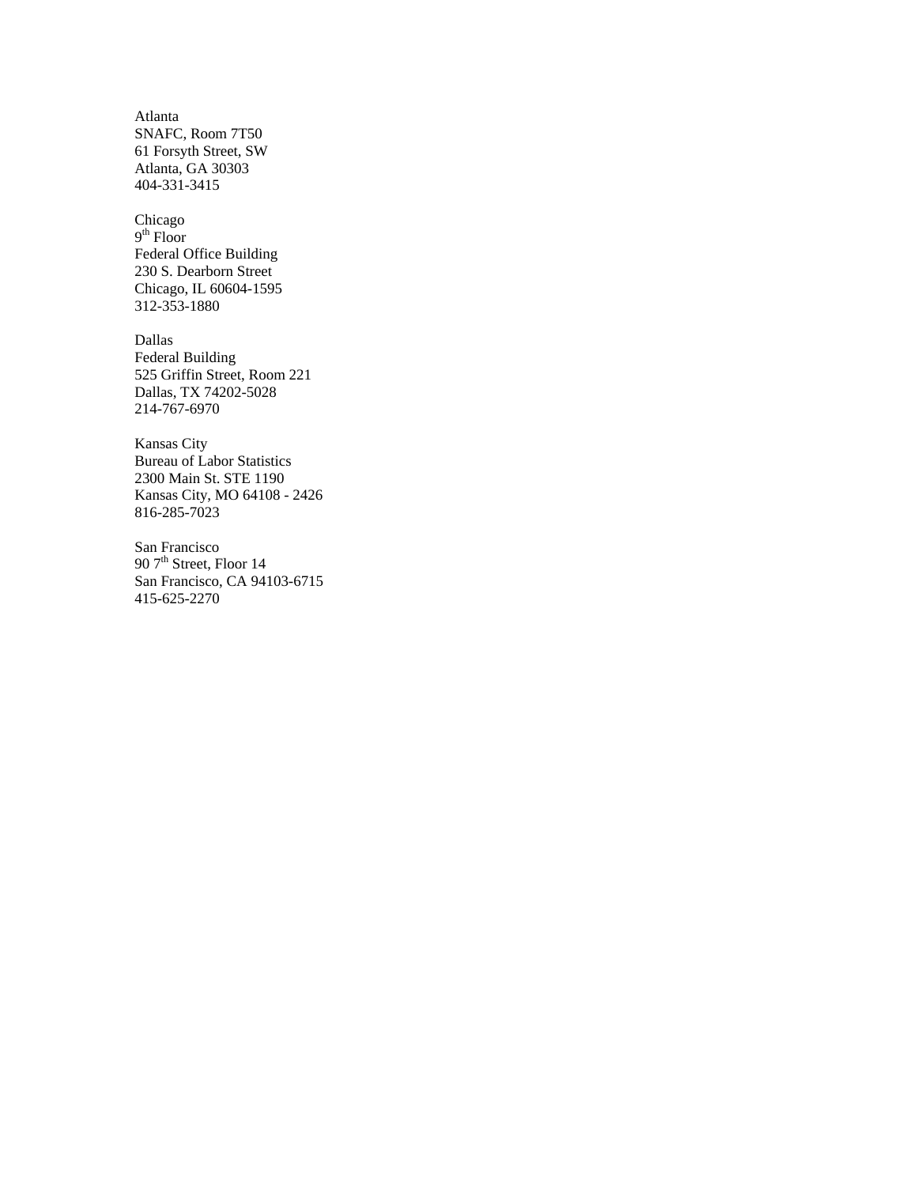Atlanta
SNAFC, Room 7T50
61 Forsyth Street, SW
Atlanta, GA 30303
404-331-3415

Chicago
9th Floor
Federal Office Building
230 S. Dearborn Street
Chicago, IL 60604-1595
312-353-1880

Dallas
Federal Building
525 Griffin Street, Room 221
Dallas, TX 74202-5028
214-767-6970

Kansas City
Bureau of Labor Statistics
2300 Main St. STE 1190
Kansas City, MO 64108 - 2426
816-285-7023

San Francisco
90 7th Street, Floor 14
San Francisco, CA 94103-6715
415-625-2270